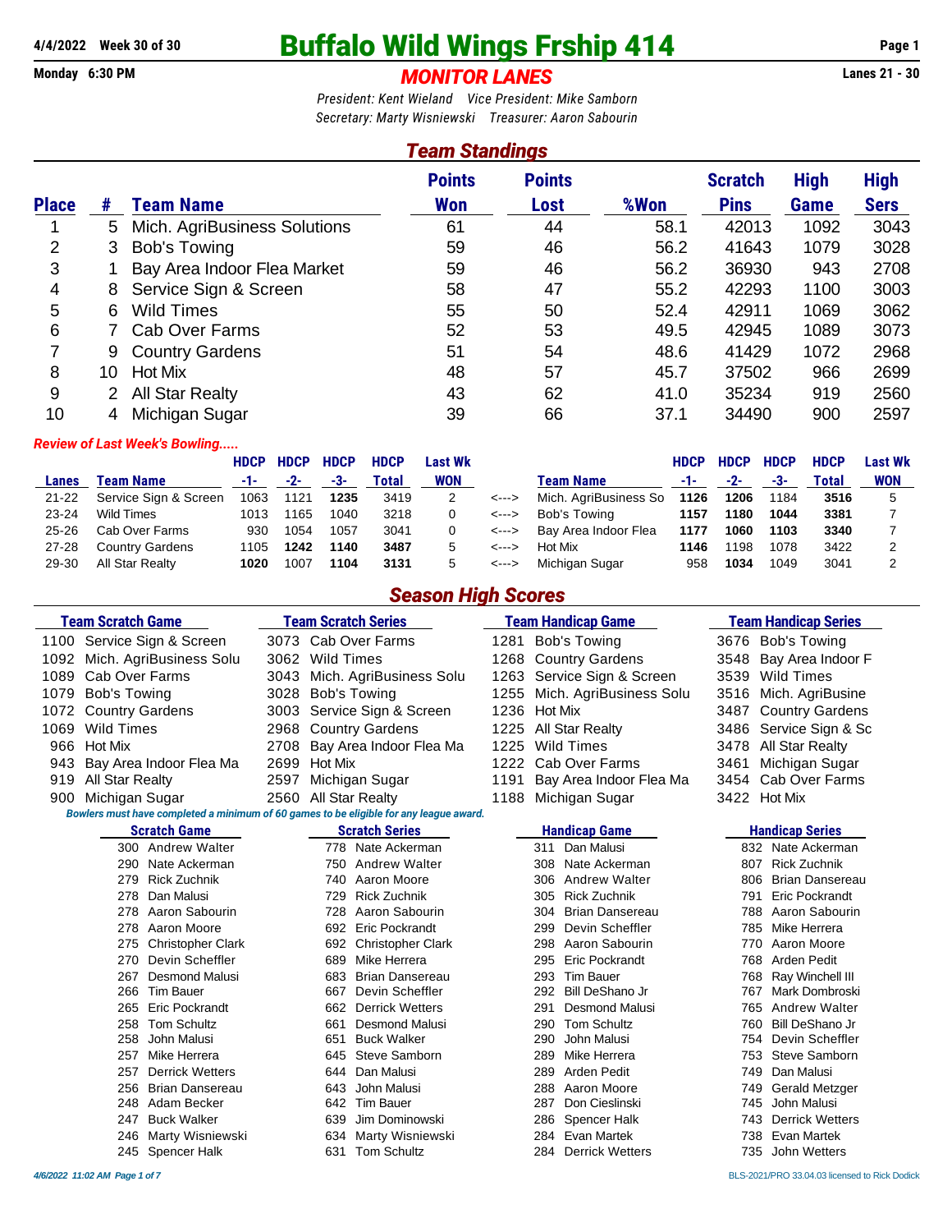**4/4/2022 Week 30 of 30** 

# Buffalo Wild Wings Frship 414

**Monday 6:30 PM** — ***MONITOR LANES*** — **Lanes 21 - 30**

*President: Kent Wieland   Vice President: Mike Samborn*
*Secretary: Marty Wisniewski   Treasurer: Aaron Sabourin*

## Team Standings

| Place | # | Team Name | Points Won | Points Lost | %Won | Scratch Pins | High Game | High Sers |
|---|---|---|---|---|---|---|---|---|
| 1 | 5 | Mich. AgriBusiness Solutions | 61 | 44 | 58.1 | 42013 | 1092 | 3043 |
| 2 | 3 | Bob's Towing | 59 | 46 | 56.2 | 41643 | 1079 | 3028 |
| 3 | 1 | Bay Area Indoor Flea Market | 59 | 46 | 56.2 | 36930 | 943 | 2708 |
| 4 | 8 | Service Sign & Screen | 58 | 47 | 55.2 | 42293 | 1100 | 3003 |
| 5 | 6 | Wild Times | 55 | 50 | 52.4 | 42911 | 1069 | 3062 |
| 6 | 7 | Cab Over Farms | 52 | 53 | 49.5 | 42945 | 1089 | 3073 |
| 7 | 9 | Country Gardens | 51 | 54 | 48.6 | 41429 | 1072 | 2968 |
| 8 | 10 | Hot Mix | 48 | 57 | 45.7 | 37502 | 966 | 2699 |
| 9 | 2 | All Star Realty | 43 | 62 | 41.0 | 35234 | 919 | 2560 |
| 10 | 4 | Michigan Sugar | 39 | 66 | 37.1 | 34490 | 900 | 2597 |

*Review of Last Week's Bowling.....*

| Lanes | Team Name | HDCP -1- | HDCP -2- | HDCP -3- | HDCP Total | Last Wk WON | | Team Name | HDCP -1- | HDCP -2- | HDCP -3- | HDCP Total | Last Wk WON |
|---|---|---|---|---|---|---|---|---|---|---|---|---|---|
| 21-22 | Service Sign & Screen | 1063 | 1121 | **1235** | 3419 | 2 | <---> | Mich. AgriBusiness So | **1126** | **1206** | 1184 | **3516** | 5 |
| 23-24 | Wild Times | 1013 | 1165 | 1040 | 3218 | 0 | <---> | Bob's Towing | **1157** | **1180** | **1044** | **3381** | 7 |
| 25-26 | Cab Over Farms | 930 | 1054 | 1057 | 3041 | 0 | <---> | Bay Area Indoor Flea | **1177** | **1060** | **1103** | **3340** | 7 |
| 27-28 | Country Gardens | 1105 | **1242** | **1140** | **3487** | 5 | <---> | Hot Mix | **1146** | 1198 | 1078 | 3422 | 2 |
| 29-30 | All Star Realty | **1020** | 1007 | **1104** | **3131** | 5 | <---> | Michigan Sugar | 958 | **1034** | 1049 | 3041 | 2 |

## Season High Scores

| Team Scratch Game | | Team Scratch Series | | Team Handicap Game | | Team Handicap Series | |
|---|---|---|---|---|---|---|---|
| 1100 | Service Sign & Screen | 3073 | Cab Over Farms | 1281 | Bob's Towing | 3676 | Bob's Towing |
| 1092 | Mich. AgriBusiness Solu | 3062 | Wild Times | 1268 | Country Gardens | 3548 | Bay Area Indoor F |
| 1089 | Cab Over Farms | 3043 | Mich. AgriBusiness Solu | 1263 | Service Sign & Screen | 3539 | Wild Times |
| 1079 | Bob's Towing | 3028 | Bob's Towing | 1255 | Mich. AgriBusiness Solu | 3516 | Mich. AgriBusine |
| 1072 | Country Gardens | 3003 | Service Sign & Screen | 1236 | Hot Mix | 3487 | Country Gardens |
| 1069 | Wild Times | 2968 | Country Gardens | 1225 | All Star Realty | 3486 | Service Sign & Sc |
| 966 | Hot Mix | 2708 | Bay Area Indoor Flea Ma | 1225 | Wild Times | 3478 | All Star Realty |
| 943 | Bay Area Indoor Flea Ma | 2699 | Hot Mix | 1222 | Cab Over Farms | 3461 | Michigan Sugar |
| 919 | All Star Realty | 2597 | Michigan Sugar | 1191 | Bay Area Indoor Flea Ma | 3454 | Cab Over Farms |
| 900 | Michigan Sugar | 2560 | All Star Realty | 1188 | Michigan Sugar | 3422 | Hot Mix |

*Bowlers must have completed a minimum of 60 games to be eligible for any league award.*

| Scratch Game | | Scratch Series | | Handicap Game | | Handicap Series | |
|---|---|---|---|---|---|---|---|
| 300 | Andrew Walter | 778 | Nate Ackerman | 311 | Dan Malusi | 832 | Nate Ackerman |
| 290 | Nate Ackerman | 750 | Andrew Walter | 308 | Nate Ackerman | 807 | Rick Zuchnik |
| 279 | Rick Zuchnik | 740 | Aaron Moore | 306 | Andrew Walter | 806 | Brian Dansereau |
| 278 | Dan Malusi | 729 | Rick Zuchnik | 305 | Rick Zuchnik | 791 | Eric Pockrandt |
| 278 | Aaron Sabourin | 728 | Aaron Sabourin | 304 | Brian Dansereau | 788 | Aaron Sabourin |
| 278 | Aaron Moore | 692 | Eric Pockrandt | 299 | Devin Scheffler | 785 | Mike Herrera |
| 275 | Christopher Clark | 692 | Christopher Clark | 298 | Aaron Sabourin | 770 | Aaron Moore |
| 270 | Devin Scheffler | 689 | Mike Herrera | 295 | Eric Pockrandt | 768 | Arden Pedit |
| 267 | Desmond Malusi | 683 | Brian Dansereau | 293 | Tim Bauer | 768 | Ray Winchell III |
| 266 | Tim Bauer | 667 | Devin Scheffler | 292 | Bill DeShano Jr | 767 | Mark Dombroski |
| 265 | Eric Pockrandt | 662 | Derrick Wetters | 291 | Desmond Malusi | 765 | Andrew Walter |
| 258 | Tom Schultz | 661 | Desmond Malusi | 290 | Tom Schultz | 760 | Bill DeShano Jr |
| 258 | John Malusi | 651 | Buck Walker | 290 | John Malusi | 754 | Devin Scheffler |
| 257 | Mike Herrera | 645 | Steve Samborn | 289 | Mike Herrera | 753 | Steve Samborn |
| 257 | Derrick Wetters | 644 | Dan Malusi | 289 | Arden Pedit | 749 | Dan Malusi |
| 256 | Brian Dansereau | 643 | John Malusi | 288 | Aaron Moore | 749 | Gerald Metzger |
| 248 | Adam Becker | 642 | Tim Bauer | 287 | Don Cieslinski | 745 | John Malusi |
| 247 | Buck Walker | 639 | Jim Dominowski | 286 | Spencer Halk | 743 | Derrick Wetters |
| 246 | Marty Wisniewski | 634 | Marty Wisniewski | 284 | Evan Martek | 738 | Evan Martek |
| 245 | Spencer Halk | 631 | Tom Schultz | 284 | Derrick Wetters | 735 | John Wetters |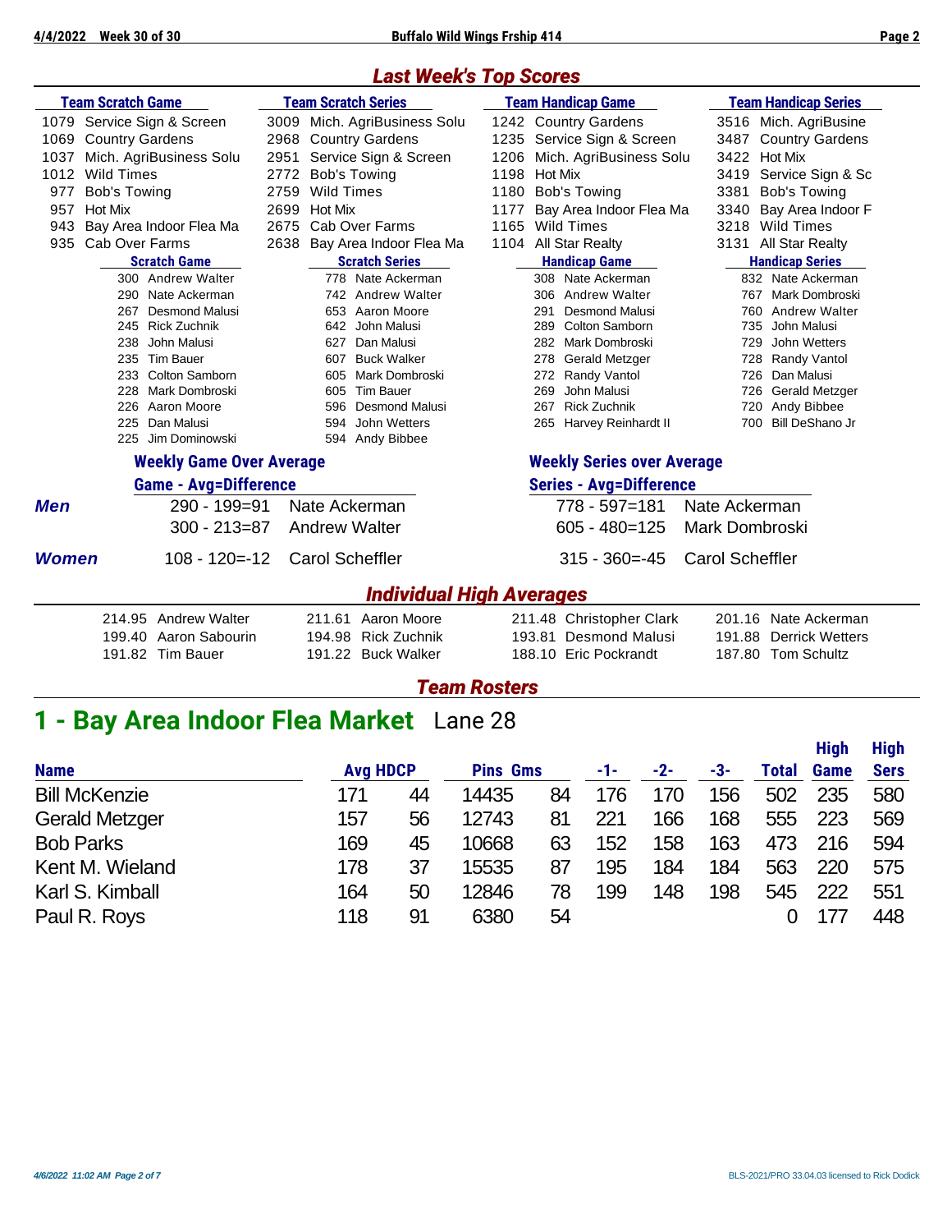## Last Week's Top Scores

| Team Scratch Game | Team Scratch Series | Team Handicap Game | Team Handicap Series |
|---|---|---|---|
| 1079 Service Sign & Screen | 3009 Mich. AgriBusiness Solu | 1242 Country Gardens | 3516 Mich. AgriBusine |
| 1069 Country Gardens | 2968 Country Gardens | 1235 Service Sign & Screen | 3487 Country Gardens |
| 1037 Mich. AgriBusiness Solu | 2951 Service Sign & Screen | 1206 Mich. AgriBusiness Solu | 3422 Hot Mix |
| 1012 Wild Times | 2772 Bob's Towing | 1198 Hot Mix | 3419 Service Sign & Sc |
| 977 Bob's Towing | 2759 Wild Times | 1180 Bob's Towing | 3381 Bob's Towing |
| 957 Hot Mix | 2699 Hot Mix | 1177 Bay Area Indoor Flea Ma | 3340 Bay Area Indoor F |
| 943 Bay Area Indoor Flea Ma | 2675 Cab Over Farms | 1165 Wild Times | 3218 Wild Times |
| 935 Cab Over Farms | 2638 Bay Area Indoor Flea Ma | 1104 All Star Realty | 3131 All Star Realty |

| Scratch Game | Scratch Series | Handicap Game | Handicap Series |
|---|---|---|---|
| 300 Andrew Walter | 778 Nate Ackerman | 308 Nate Ackerman | 832 Nate Ackerman |
| 290 Nate Ackerman | 742 Andrew Walter | 306 Andrew Walter | 767 Mark Dombroski |
| 267 Desmond Malusi | 653 Aaron Moore | 291 Desmond Malusi | 760 Andrew Walter |
| 245 Rick Zuchnik | 642 John Malusi | 289 Colton Samborn | 735 John Malusi |
| 238 John Malusi | 627 Dan Malusi | 282 Mark Dombroski | 729 John Wetters |
| 235 Tim Bauer | 607 Buck Walker | 278 Gerald Metzger | 728 Randy Vantol |
| 233 Colton Samborn | 605 Mark Dombroski | 272 Randy Vantol | 726 Dan Malusi |
| 228 Mark Dombroski | 605 Tim Bauer | 269 John Malusi | 726 Gerald Metzger |
| 226 Aaron Moore | 596 Desmond Malusi | 267 Rick Zuchnik | 720 Andy Bibbee |
| 225 Dan Malusi | 594 John Wetters | 265 Harvey Reinhardt II | 700 Bill DeShano Jr |
| 225 Jim Dominowski | 594 Andy Bibbee | | |

| | Weekly Game Over Average<br>Game - Avg=Difference | | Weekly Series over Average<br>Series - Avg=Difference | |
|---|---|---|---|---|
| *Men* | 290 - 199=91 | Nate Ackerman | 778 - 597=181 | Nate Ackerman |
| | 300 - 213=87 | Andrew Walter | 605 - 480=125 | Mark Dombroski |
| *Women* | 108 - 120=-12 | Carol Scheffler | 315 - 360=-45 | Carol Scheffler |

## Individual High Averages

| | | | |
|---|---|---|---|
| 214.95 Andrew Walter | 211.61 Aaron Moore | 211.48 Christopher Clark | 201.16 Nate Ackerman |
| 199.40 Aaron Sabourin | 194.98 Rick Zuchnik | 193.81 Desmond Malusi | 191.88 Derrick Wetters |
| 191.82 Tim Bauer | 191.22 Buck Walker | 188.10 Eric Pockrandt | 187.80 Tom Schultz |

## Team Rosters

# 1 - Bay Area Indoor Flea Market Lane 28

| Name | Avg | HDCP | Pins | Gms | -1- | -2- | -3- | Total | High Game | High Sers |
|---|---|---|---|---|---|---|---|---|---|---|
| Bill McKenzie | 171 | 44 | 14435 | 84 | 176 | 170 | 156 | 502 | 235 | 580 |
| Gerald Metzger | 157 | 56 | 12743 | 81 | 221 | 166 | 168 | 555 | 223 | 569 |
| Bob Parks | 169 | 45 | 10668 | 63 | 152 | 158 | 163 | 473 | 216 | 594 |
| Kent M. Wieland | 178 | 37 | 15535 | 87 | 195 | 184 | 184 | 563 | 220 | 575 |
| Karl S. Kimball | 164 | 50 | 12846 | 78 | 199 | 148 | 198 | 545 | 222 | 551 |
| Paul R. Roys | 118 | 91 | 6380 | 54 | | | | 0 | 177 | 448 |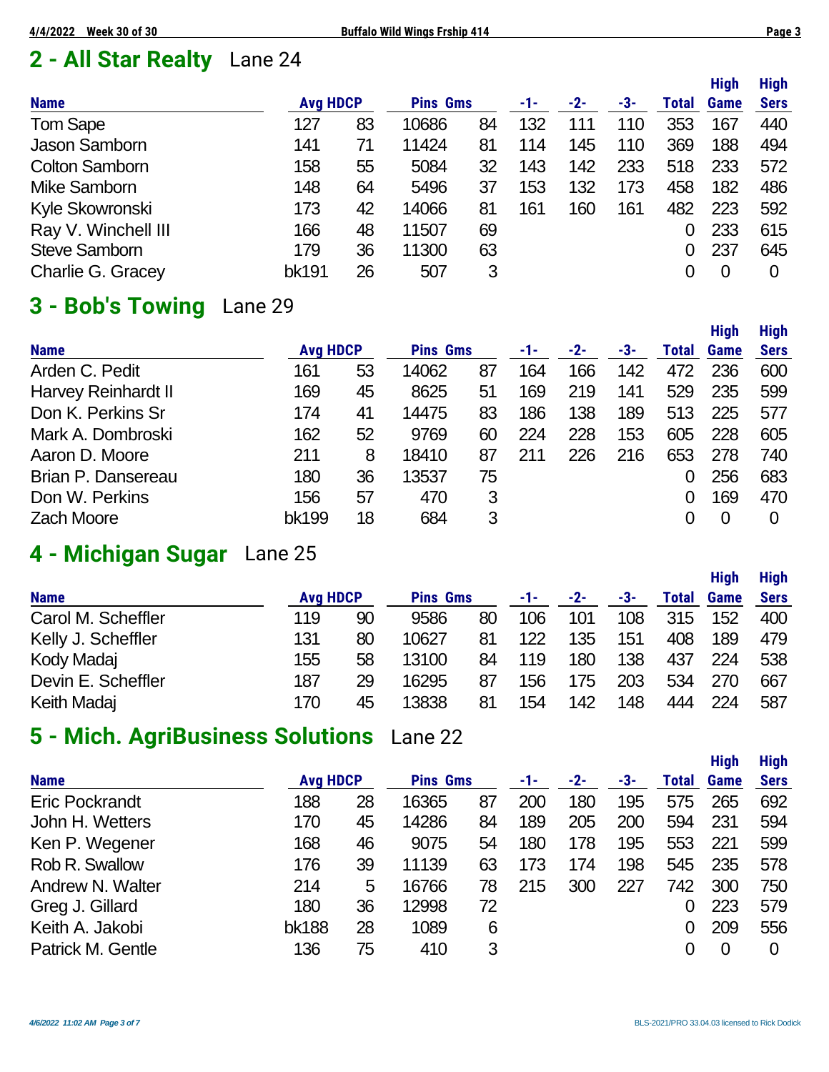## 2 - All Star Realty Lane 24

| Name | Avg | HDCP | Pins | Gms | -1- | -2- | -3- | Total | High Game | High Sers |
|---|---|---|---|---|---|---|---|---|---|---|
| Tom Sape | 127 | 83 | 10686 | 84 | 132 | 111 | 110 | 353 | 167 | 440 |
| Jason Samborn | 141 | 71 | 11424 | 81 | 114 | 145 | 110 | 369 | 188 | 494 |
| Colton Samborn | 158 | 55 | 5084 | 32 | 143 | 142 | 233 | 518 | 233 | 572 |
| Mike Samborn | 148 | 64 | 5496 | 37 | 153 | 132 | 173 | 458 | 182 | 486 |
| Kyle Skowronski | 173 | 42 | 14066 | 81 | 161 | 160 | 161 | 482 | 223 | 592 |
| Ray V. Winchell III | 166 | 48 | 11507 | 69 | | | | 0 | 233 | 615 |
| Steve Samborn | 179 | 36 | 11300 | 63 | | | | 0 | 237 | 645 |
| Charlie G. Gracey | bk191 | 26 | 507 | 3 | | | | 0 | 0 | 0 |

## 3 - Bob's Towing Lane 29

| Name | Avg | HDCP | Pins | Gms | -1- | -2- | -3- | Total | High Game | High Sers |
|---|---|---|---|---|---|---|---|---|---|---|
| Arden C. Pedit | 161 | 53 | 14062 | 87 | 164 | 166 | 142 | 472 | 236 | 600 |
| Harvey Reinhardt II | 169 | 45 | 8625 | 51 | 169 | 219 | 141 | 529 | 235 | 599 |
| Don K. Perkins Sr | 174 | 41 | 14475 | 83 | 186 | 138 | 189 | 513 | 225 | 577 |
| Mark A. Dombroski | 162 | 52 | 9769 | 60 | 224 | 228 | 153 | 605 | 228 | 605 |
| Aaron D. Moore | 211 | 8 | 18410 | 87 | 211 | 226 | 216 | 653 | 278 | 740 |
| Brian P. Dansereau | 180 | 36 | 13537 | 75 | | | | 0 | 256 | 683 |
| Don W. Perkins | 156 | 57 | 470 | 3 | | | | 0 | 169 | 470 |
| Zach Moore | bk199 | 18 | 684 | 3 | | | | 0 | 0 | 0 |

## 4 - Michigan Sugar Lane 25

| Name | Avg | HDCP | Pins | Gms | -1- | -2- | -3- | Total | High Game | High Sers |
|---|---|---|---|---|---|---|---|---|---|---|
| Carol M. Scheffler | 119 | 90 | 9586 | 80 | 106 | 101 | 108 | 315 | 152 | 400 |
| Kelly J. Scheffler | 131 | 80 | 10627 | 81 | 122 | 135 | 151 | 408 | 189 | 479 |
| Kody Madaj | 155 | 58 | 13100 | 84 | 119 | 180 | 138 | 437 | 224 | 538 |
| Devin E. Scheffler | 187 | 29 | 16295 | 87 | 156 | 175 | 203 | 534 | 270 | 667 |
| Keith Madaj | 170 | 45 | 13838 | 81 | 154 | 142 | 148 | 444 | 224 | 587 |

## 5 - Mich. AgriBusiness Solutions Lane 22

| Name | Avg | HDCP | Pins | Gms | -1- | -2- | -3- | Total | High Game | High Sers |
|---|---|---|---|---|---|---|---|---|---|---|
| Eric Pockrandt | 188 | 28 | 16365 | 87 | 200 | 180 | 195 | 575 | 265 | 692 |
| John H. Wetters | 170 | 45 | 14286 | 84 | 189 | 205 | 200 | 594 | 231 | 594 |
| Ken P. Wegener | 168 | 46 | 9075 | 54 | 180 | 178 | 195 | 553 | 221 | 599 |
| Rob R. Swallow | 176 | 39 | 11139 | 63 | 173 | 174 | 198 | 545 | 235 | 578 |
| Andrew N. Walter | 214 | 5 | 16766 | 78 | 215 | 300 | 227 | 742 | 300 | 750 |
| Greg J. Gillard | 180 | 36 | 12998 | 72 | | | | 0 | 223 | 579 |
| Keith A. Jakobi | bk188 | 28 | 1089 | 6 | | | | 0 | 209 | 556 |
| Patrick M. Gentle | 136 | 75 | 410 | 3 | | | | 0 | 0 | 0 |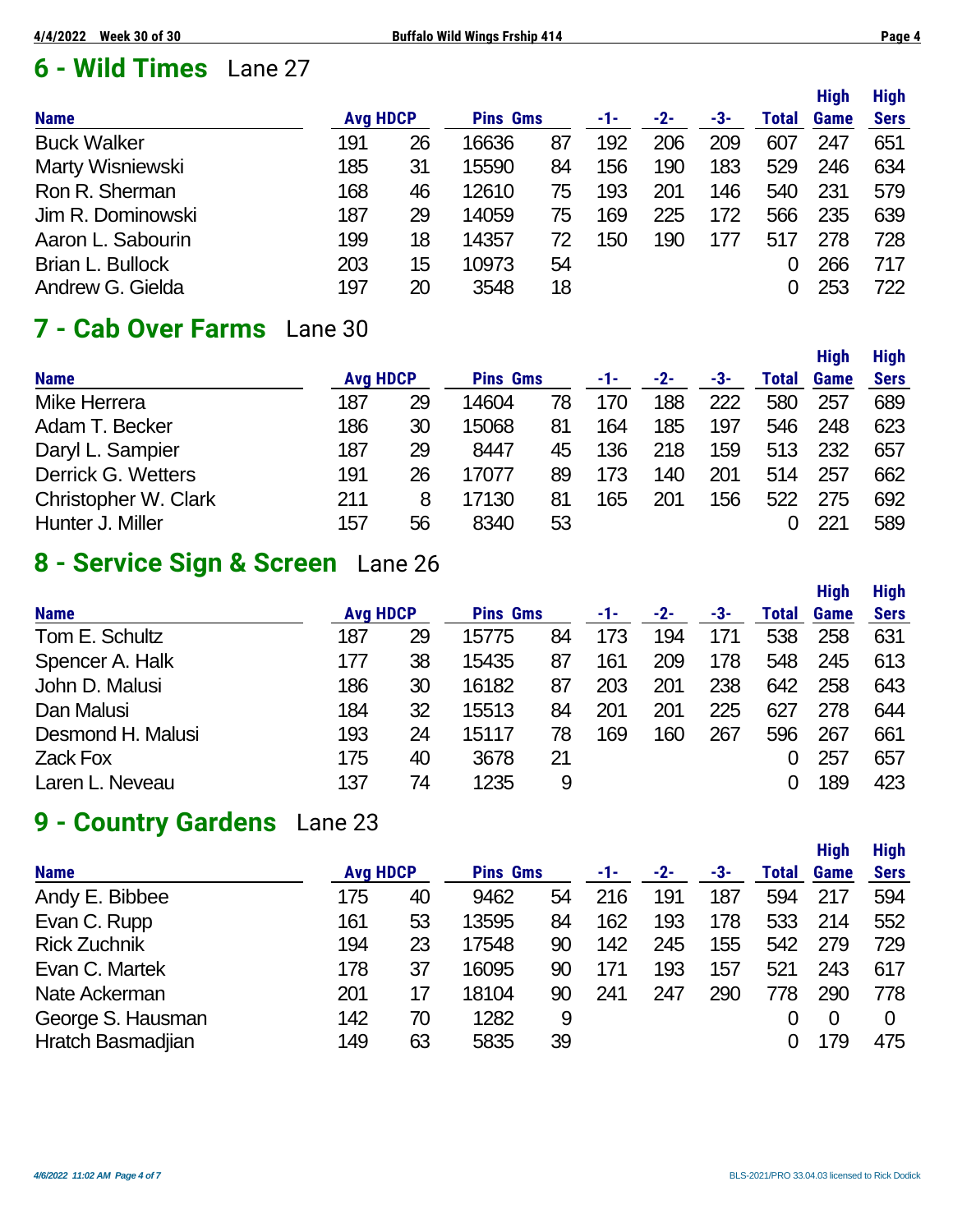## 6 - Wild Times Lane 27

| Name | Avg | HDCP | Pins | Gms | -1- | -2- | -3- | Total | High Game | High Sers |
|---|---|---|---|---|---|---|---|---|---|---|
| Buck Walker | 191 | 26 | 16636 | 87 | 192 | 206 | 209 | 607 | 247 | 651 |
| Marty Wisniewski | 185 | 31 | 15590 | 84 | 156 | 190 | 183 | 529 | 246 | 634 |
| Ron R. Sherman | 168 | 46 | 12610 | 75 | 193 | 201 | 146 | 540 | 231 | 579 |
| Jim R. Dominowski | 187 | 29 | 14059 | 75 | 169 | 225 | 172 | 566 | 235 | 639 |
| Aaron L. Sabourin | 199 | 18 | 14357 | 72 | 150 | 190 | 177 | 517 | 278 | 728 |
| Brian L. Bullock | 203 | 15 | 10973 | 54 | | | | 0 | 266 | 717 |
| Andrew G. Gielda | 197 | 20 | 3548 | 18 | | | | 0 | 253 | 722 |

## 7 - Cab Over Farms Lane 30

| Name | Avg | HDCP | Pins | Gms | -1- | -2- | -3- | Total | High Game | High Sers |
|---|---|---|---|---|---|---|---|---|---|---|
| Mike Herrera | 187 | 29 | 14604 | 78 | 170 | 188 | 222 | 580 | 257 | 689 |
| Adam T. Becker | 186 | 30 | 15068 | 81 | 164 | 185 | 197 | 546 | 248 | 623 |
| Daryl L. Sampier | 187 | 29 | 8447 | 45 | 136 | 218 | 159 | 513 | 232 | 657 |
| Derrick G. Wetters | 191 | 26 | 17077 | 89 | 173 | 140 | 201 | 514 | 257 | 662 |
| Christopher W. Clark | 211 | 8 | 17130 | 81 | 165 | 201 | 156 | 522 | 275 | 692 |
| Hunter J. Miller | 157 | 56 | 8340 | 53 | | | | 0 | 221 | 589 |

## 8 - Service Sign & Screen Lane 26

| Name | Avg | HDCP | Pins | Gms | -1- | -2- | -3- | Total | High Game | High Sers |
|---|---|---|---|---|---|---|---|---|---|---|
| Tom E. Schultz | 187 | 29 | 15775 | 84 | 173 | 194 | 171 | 538 | 258 | 631 |
| Spencer A. Halk | 177 | 38 | 15435 | 87 | 161 | 209 | 178 | 548 | 245 | 613 |
| John D. Malusi | 186 | 30 | 16182 | 87 | 203 | 201 | 238 | 642 | 258 | 643 |
| Dan Malusi | 184 | 32 | 15513 | 84 | 201 | 201 | 225 | 627 | 278 | 644 |
| Desmond H. Malusi | 193 | 24 | 15117 | 78 | 169 | 160 | 267 | 596 | 267 | 661 |
| Zack Fox | 175 | 40 | 3678 | 21 | | | | 0 | 257 | 657 |
| Laren L. Neveau | 137 | 74 | 1235 | 9 | | | | 0 | 189 | 423 |

## 9 - Country Gardens Lane 23

| Name | Avg | HDCP | Pins | Gms | -1- | -2- | -3- | Total | High Game | High Sers |
|---|---|---|---|---|---|---|---|---|---|---|
| Andy E. Bibbee | 175 | 40 | 9462 | 54 | 216 | 191 | 187 | 594 | 217 | 594 |
| Evan C. Rupp | 161 | 53 | 13595 | 84 | 162 | 193 | 178 | 533 | 214 | 552 |
| Rick Zuchnik | 194 | 23 | 17548 | 90 | 142 | 245 | 155 | 542 | 279 | 729 |
| Evan C. Martek | 178 | 37 | 16095 | 90 | 171 | 193 | 157 | 521 | 243 | 617 |
| Nate Ackerman | 201 | 17 | 18104 | 90 | 241 | 247 | 290 | 778 | 290 | 778 |
| George S. Hausman | 142 | 70 | 1282 | 9 | | | | 0 | 0 | 0 |
| Hratch Basmadjian | 149 | 63 | 5835 | 39 | | | | 0 | 179 | 475 |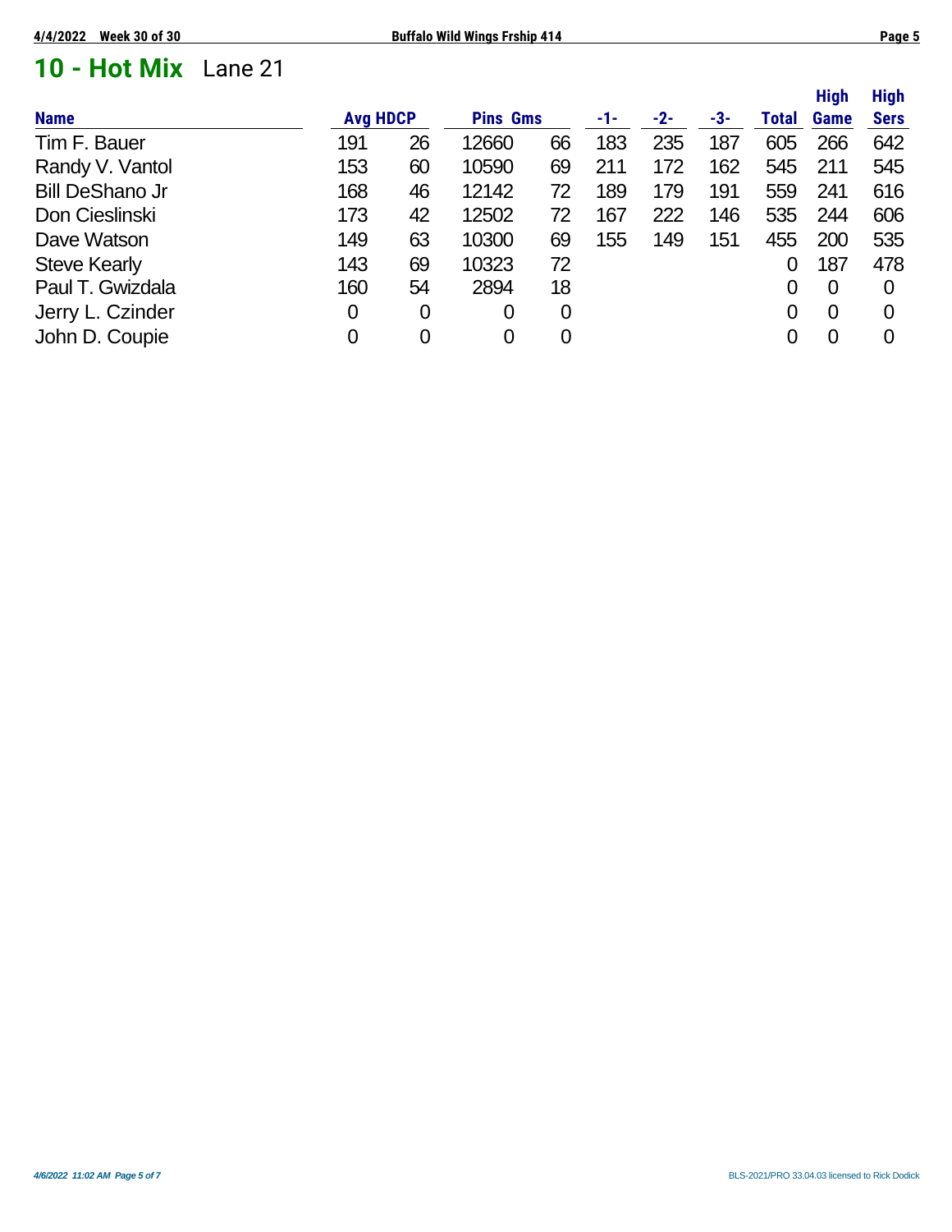# 10 - Hot Mix Lane 21

| Name | Avg | HDCP | Pins | Gms | -1- | -2- | -3- | Total | High Game | High Sers |
|---|---|---|---|---|---|---|---|---|---|---|
| Tim F. Bauer | 191 | 26 | 12660 | 66 | 183 | 235 | 187 | 605 | 266 | 642 |
| Randy V. Vantol | 153 | 60 | 10590 | 69 | 211 | 172 | 162 | 545 | 211 | 545 |
| Bill DeShano Jr | 168 | 46 | 12142 | 72 | 189 | 179 | 191 | 559 | 241 | 616 |
| Don Cieslinski | 173 | 42 | 12502 | 72 | 167 | 222 | 146 | 535 | 244 | 606 |
| Dave Watson | 149 | 63 | 10300 | 69 | 155 | 149 | 151 | 455 | 200 | 535 |
| Steve Kearly | 143 | 69 | 10323 | 72 | | | | 0 | 187 | 478 |
| Paul T. Gwizdala | 160 | 54 | 2894 | 18 | | | | 0 | 0 | 0 |
| Jerry L. Czinder | 0 | 0 | 0 | 0 | | | | 0 | 0 | 0 |
| John D. Coupie | 0 | 0 | 0 | 0 | | | | 0 | 0 | 0 |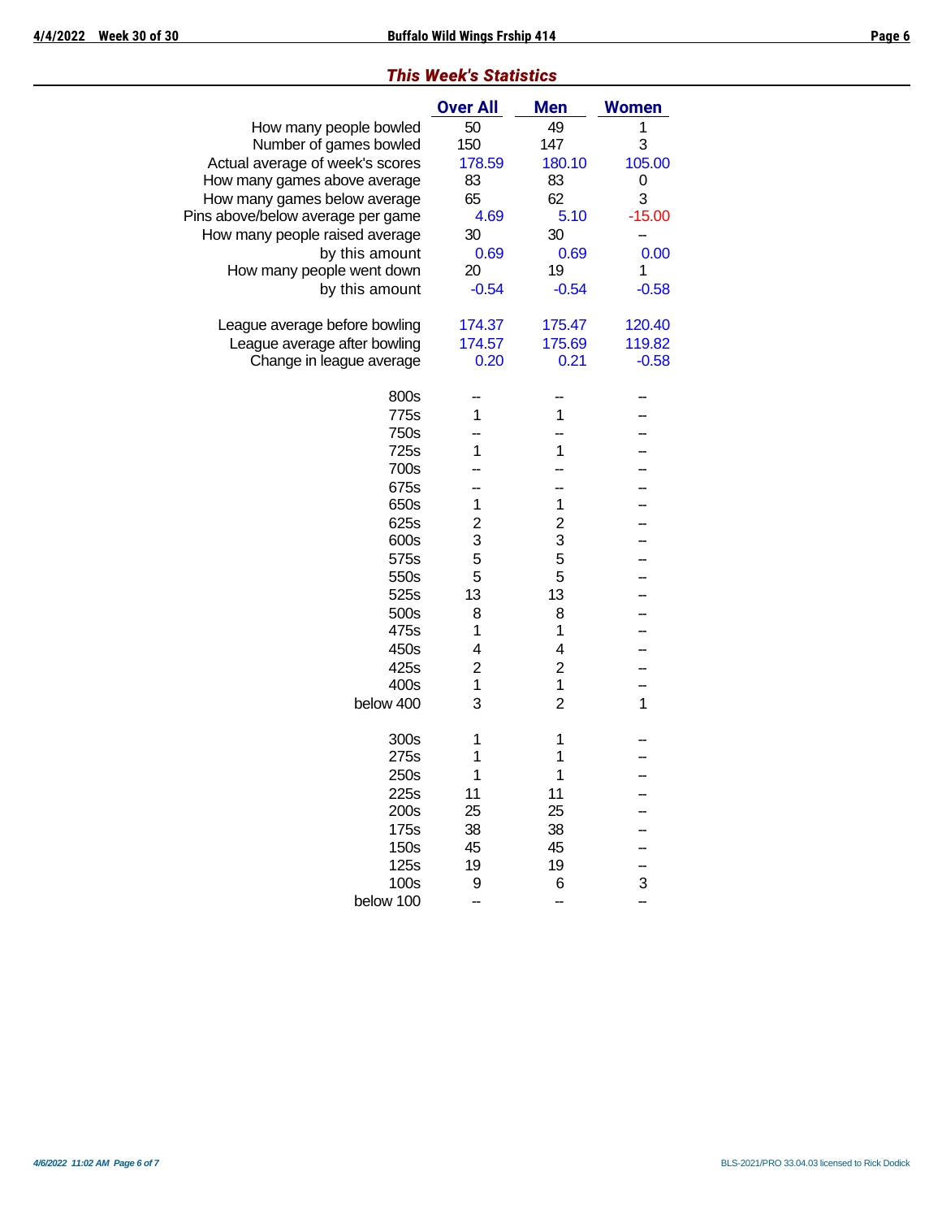## *This Week's Statistics*

| | Over All | Men | Women |
|---|---|---|---|
| How many people bowled | 50 | 49 | 1 |
| Number of games bowled | 150 | 147 | 3 |
| Actual average of week's scores | 178.59 | 180.10 | 105.00 |
| How many games above average | 83 | 83 | 0 |
| How many games below average | 65 | 62 | 3 |
| Pins above/below average per game | 4.69 | 5.10 | -15.00 |
| How many people raised average | 30 | 30 | -- |
| by this amount | 0.69 | 0.69 | 0.00 |
| How many people went down | 20 | 19 | 1 |
| by this amount | -0.54 | -0.54 | -0.58 |
| | | | |
| League average before bowling | 174.37 | 175.47 | 120.40 |
| League average after bowling | 174.57 | 175.69 | 119.82 |
| Change in league average | 0.20 | 0.21 | -0.58 |
| | | | |
| 800s | -- | -- | -- |
| 775s | 1 | 1 | -- |
| 750s | -- | -- | -- |
| 725s | 1 | 1 | -- |
| 700s | -- | -- | -- |
| 675s | -- | -- | -- |
| 650s | 1 | 1 | -- |
| 625s | 2 | 2 | -- |
| 600s | 3 | 3 | -- |
| 575s | 5 | 5 | -- |
| 550s | 5 | 5 | -- |
| 525s | 13 | 13 | -- |
| 500s | 8 | 8 | -- |
| 475s | 1 | 1 | -- |
| 450s | 4 | 4 | -- |
| 425s | 2 | 2 | -- |
| 400s | 1 | 1 | -- |
| below 400 | 3 | 2 | 1 |
| | | | |
| 300s | 1 | 1 | -- |
| 275s | 1 | 1 | -- |
| 250s | 1 | 1 | -- |
| 225s | 11 | 11 | -- |
| 200s | 25 | 25 | -- |
| 175s | 38 | 38 | -- |
| 150s | 45 | 45 | -- |
| 125s | 19 | 19 | -- |
| 100s | 9 | 6 | 3 |
| below 100 | -- | -- | -- |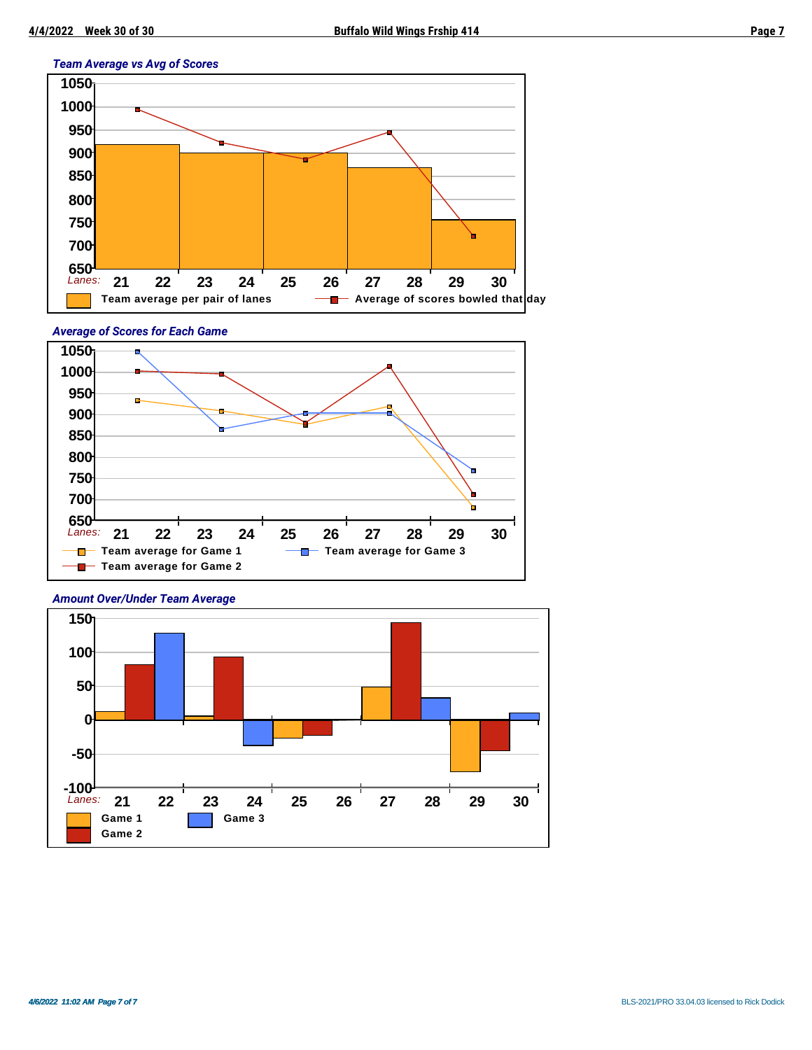### *Team Average vs Avg of Scores*

1050
1000
950
900
850
800
750
700
650

Lanes: 21 22 23 24 25 26 27 28 29 30

Team average per pair of lanes
Average of scores bowled that day

### *Average of Scores for Each Game*

1050
1000
950
900
850
800
750
700
650

Lanes: 21 22 23 24 25 26 27 28 29 30

Team average for Game 1
Team average for Game 2
Team average for Game 3

### *Amount Over/Under Team Average*

150
100
50
0
-50
-100

Lanes: 21 22 23 24 25 26 27 28 29 30

Game 1
Game 2
Game 3